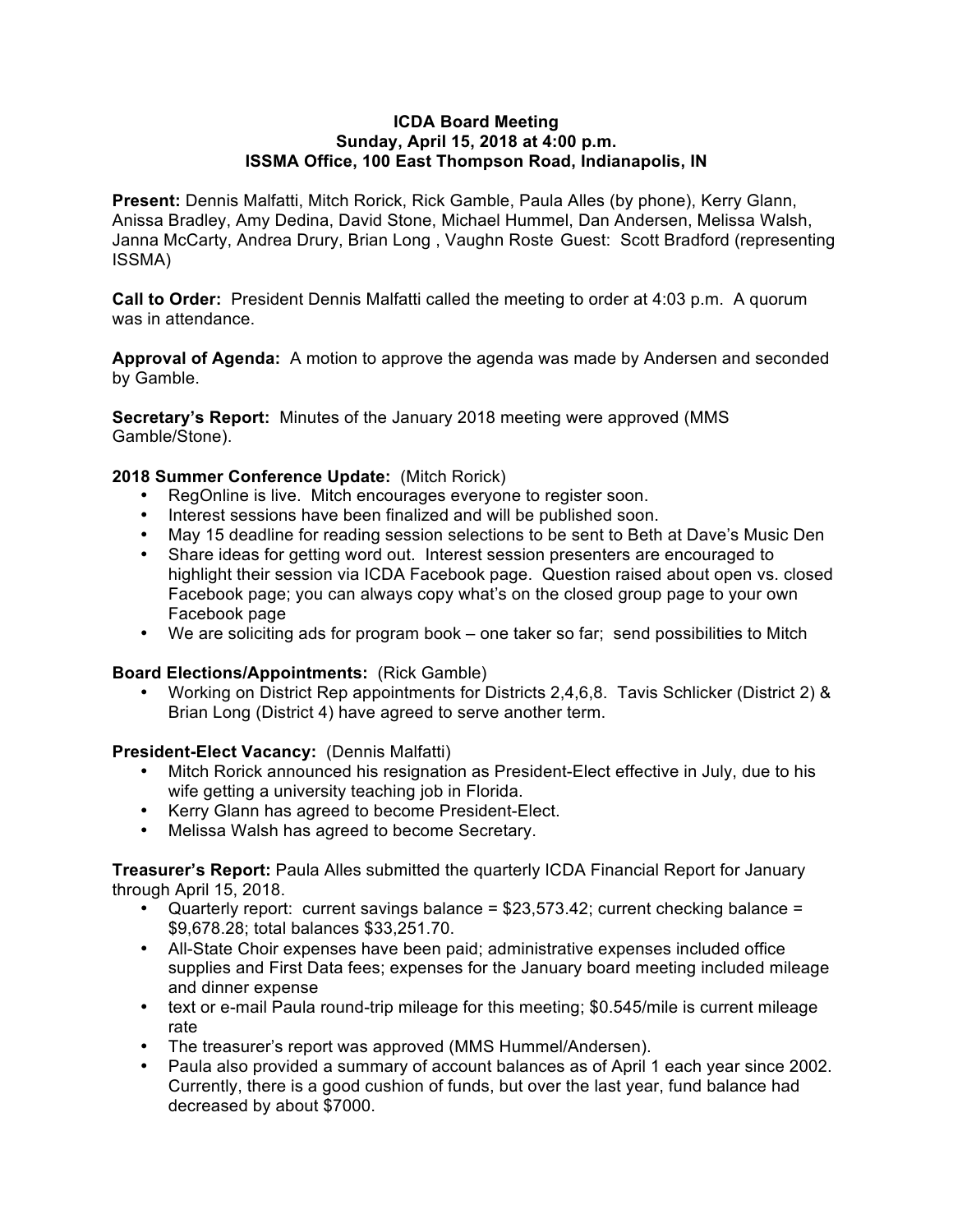**ICDA Board Meeting**
**Sunday, April 15, 2018 at 4:00 p.m.**
**ISSMA Office, 100 East Thompson Road, Indianapolis, IN**

**Present:** Dennis Malfatti, Mitch Rorick, Rick Gamble, Paula Alles (by phone), Kerry Glann, Anissa Bradley, Amy Dedina, David Stone, Michael Hummel, Dan Andersen, Melissa Walsh, Janna McCarty, Andrea Drury, Brian Long , Vaughn Roste Guest: Scott Bradford (representing ISSMA)

**Call to Order:** President Dennis Malfatti called the meeting to order at 4:03 p.m. A quorum was in attendance.

**Approval of Agenda:** A motion to approve the agenda was made by Andersen and seconded by Gamble.

**Secretary's Report:** Minutes of the January 2018 meeting were approved (MMS Gamble/Stone).

**2018 Summer Conference Update:** (Mitch Rorick)

- RegOnline is live. Mitch encourages everyone to register soon.
- Interest sessions have been finalized and will be published soon.
- May 15 deadline for reading session selections to be sent to Beth at Dave's Music Den
- Share ideas for getting word out. Interest session presenters are encouraged to highlight their session via ICDA Facebook page. Question raised about open vs. closed Facebook page; you can always copy what's on the closed group page to your own Facebook page
- We are soliciting ads for program book – one taker so far; send possibilities to Mitch

**Board Elections/Appointments:** (Rick Gamble)

- Working on District Rep appointments for Districts 2,4,6,8. Tavis Schlicker (District 2) & Brian Long (District 4) have agreed to serve another term.

**President-Elect Vacancy:** (Dennis Malfatti)

- Mitch Rorick announced his resignation as President-Elect effective in July, due to his wife getting a university teaching job in Florida.
- Kerry Glann has agreed to become President-Elect.
- Melissa Walsh has agreed to become Secretary.

**Treasurer's Report:** Paula Alles submitted the quarterly ICDA Financial Report for January through April 15, 2018.

- Quarterly report: current savings balance = $23,573.42; current checking balance = $9,678.28; total balances $33,251.70.
- All-State Choir expenses have been paid; administrative expenses included office supplies and First Data fees; expenses for the January board meeting included mileage and dinner expense
- text or e-mail Paula round-trip mileage for this meeting; $0.545/mile is current mileage rate
- The treasurer's report was approved (MMS Hummel/Andersen).
- Paula also provided a summary of account balances as of April 1 each year since 2002. Currently, there is a good cushion of funds, but over the last year, fund balance had decreased by about $7000.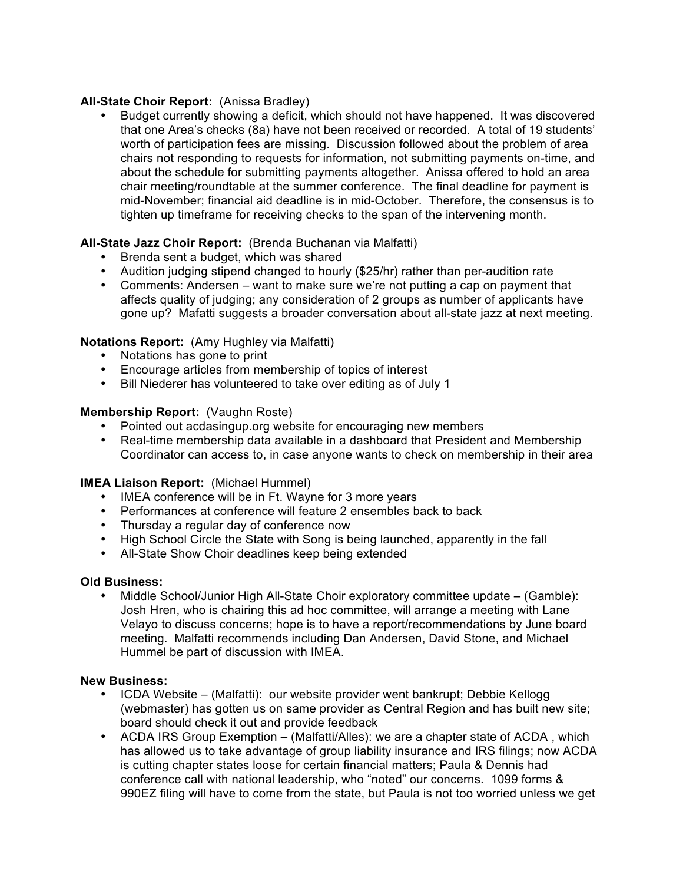**All-State Choir Report:** (Anissa Bradley)

- Budget currently showing a deficit, which should not have happened. It was discovered that one Area's checks (8a) have not been received or recorded. A total of 19 students' worth of participation fees are missing. Discussion followed about the problem of area chairs not responding to requests for information, not submitting payments on-time, and about the schedule for submitting payments altogether. Anissa offered to hold an area chair meeting/roundtable at the summer conference. The final deadline for payment is mid-November; financial aid deadline is in mid-October. Therefore, the consensus is to tighten up timeframe for receiving checks to the span of the intervening month.

**All-State Jazz Choir Report:** (Brenda Buchanan via Malfatti)

- Brenda sent a budget, which was shared
- Audition judging stipend changed to hourly ($25/hr) rather than per-audition rate
- Comments: Andersen – want to make sure we're not putting a cap on payment that affects quality of judging; any consideration of 2 groups as number of applicants have gone up? Mafatti suggests a broader conversation about all-state jazz at next meeting.

**Notations Report:** (Amy Hughley via Malfatti)

- Notations has gone to print
- Encourage articles from membership of topics of interest
- Bill Niederer has volunteered to take over editing as of July 1

**Membership Report:** (Vaughn Roste)

- Pointed out acdasingup.org website for encouraging new members
- Real-time membership data available in a dashboard that President and Membership Coordinator can access to, in case anyone wants to check on membership in their area

**IMEA Liaison Report:** (Michael Hummel)

- IMEA conference will be in Ft. Wayne for 3 more years
- Performances at conference will feature 2 ensembles back to back
- Thursday a regular day of conference now
- High School Circle the State with Song is being launched, apparently in the fall
- All-State Show Choir deadlines keep being extended

**Old Business:**

- Middle School/Junior High All-State Choir exploratory committee update – (Gamble): Josh Hren, who is chairing this ad hoc committee, will arrange a meeting with Lane Velayo to discuss concerns; hope is to have a report/recommendations by June board meeting. Malfatti recommends including Dan Andersen, David Stone, and Michael Hummel be part of discussion with IMEA.

**New Business:**

- ICDA Website – (Malfatti): our website provider went bankrupt; Debbie Kellogg (webmaster) has gotten us on same provider as Central Region and has built new site; board should check it out and provide feedback
- ACDA IRS Group Exemption – (Malfatti/Alles): we are a chapter state of ACDA , which has allowed us to take advantage of group liability insurance and IRS filings; now ACDA is cutting chapter states loose for certain financial matters; Paula & Dennis had conference call with national leadership, who "noted" our concerns. 1099 forms & 990EZ filing will have to come from the state, but Paula is not too worried unless we get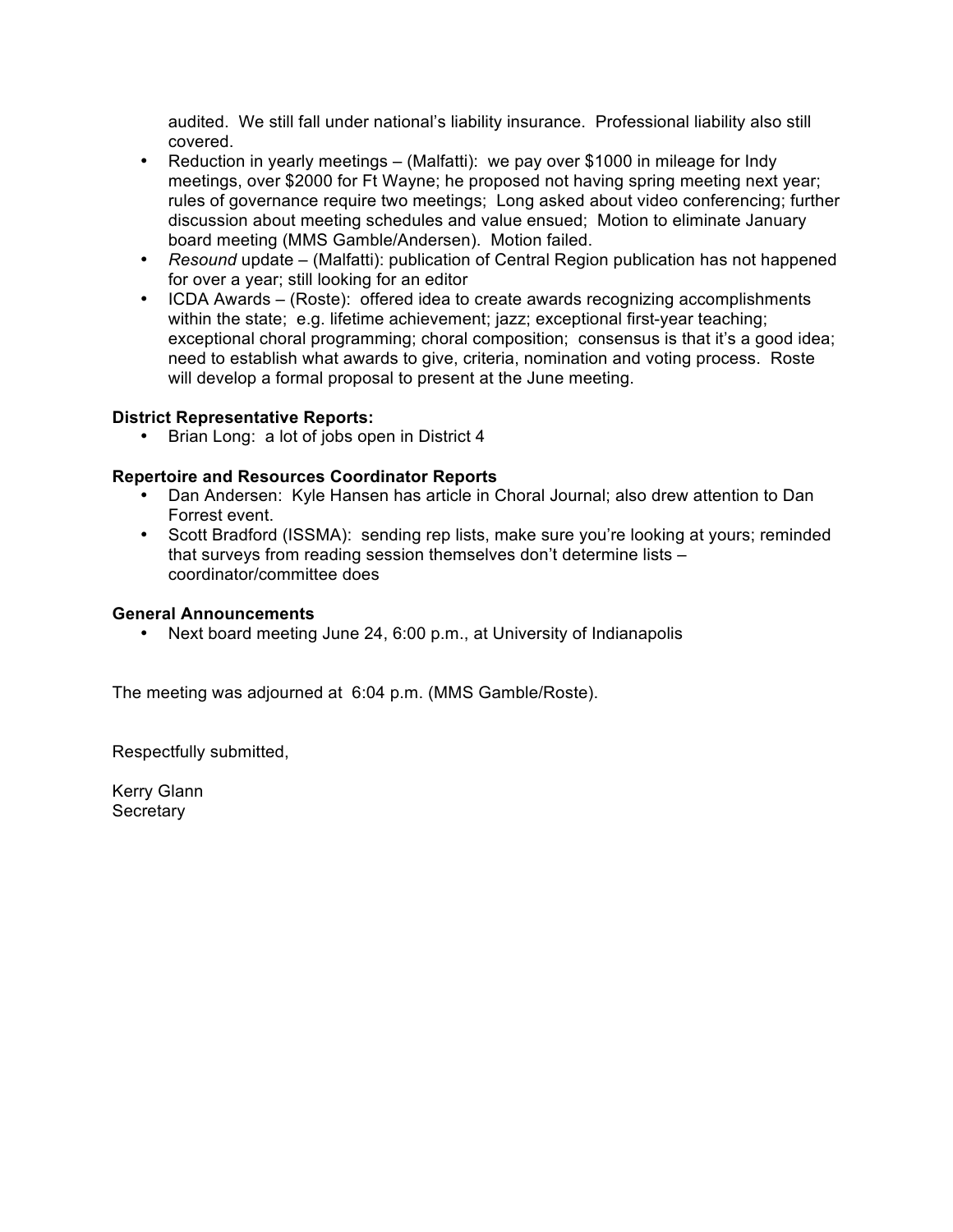audited. We still fall under national's liability insurance. Professional liability also still covered.

- Reduction in yearly meetings – (Malfatti): we pay over $1000 in mileage for Indy meetings, over $2000 for Ft Wayne; he proposed not having spring meeting next year; rules of governance require two meetings; Long asked about video conferencing; further discussion about meeting schedules and value ensued; Motion to eliminate January board meeting (MMS Gamble/Andersen). Motion failed.
- *Resound* update – (Malfatti): publication of Central Region publication has not happened for over a year; still looking for an editor
- ICDA Awards – (Roste): offered idea to create awards recognizing accomplishments within the state; e.g. lifetime achievement; jazz; exceptional first-year teaching; exceptional choral programming; choral composition; consensus is that it's a good idea; need to establish what awards to give, criteria, nomination and voting process. Roste will develop a formal proposal to present at the June meeting.

**District Representative Reports:**

- Brian Long: a lot of jobs open in District 4

**Repertoire and Resources Coordinator Reports**

- Dan Andersen: Kyle Hansen has article in Choral Journal; also drew attention to Dan Forrest event.
- Scott Bradford (ISSMA): sending rep lists, make sure you're looking at yours; reminded that surveys from reading session themselves don't determine lists – coordinator/committee does

**General Announcements**

- Next board meeting June 24, 6:00 p.m., at University of Indianapolis

The meeting was adjourned at 6:04 p.m. (MMS Gamble/Roste).

Respectfully submitted,

Kerry Glann
Secretary